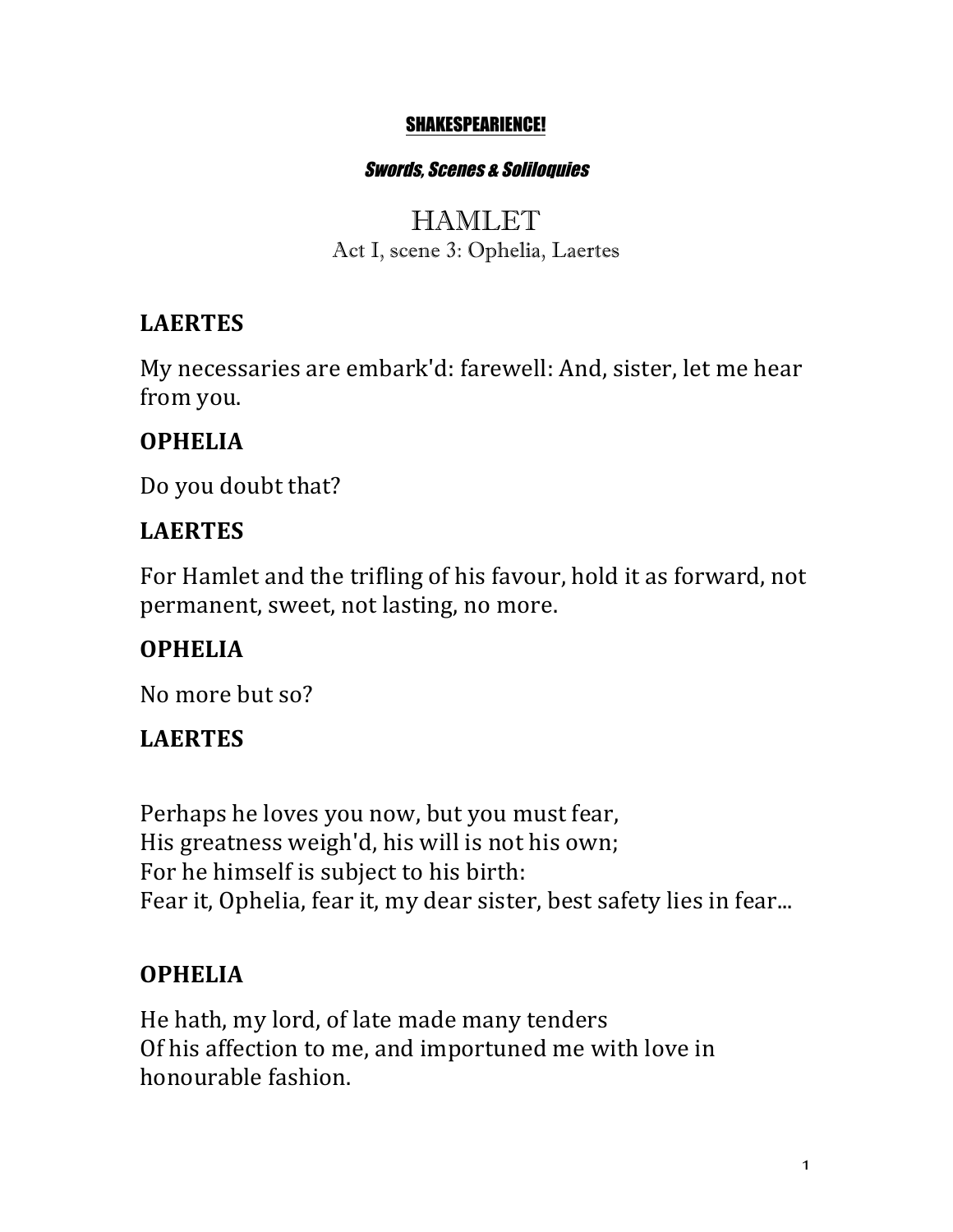**SHAKESPEARIENCE!**

***Swords, Scenes & Soliloquies***

# HAMLET

## Act I, scene 3: Ophelia, Laertes

**LAERTES**

My necessaries are embark'd: farewell: And, sister, let me hear from you.

**OPHELIA**

Do you doubt that?

**LAERTES**

For Hamlet and the trifling of his favour, hold it as forward, not permanent, sweet, not lasting, no more.

**OPHELIA**

No more but so?

**LAERTES**

Perhaps he loves you now, but you must fear,  
His greatness weigh'd, his will is not his own;  
For he himself is subject to his birth:  
Fear it, Ophelia, fear it, my dear sister, best safety lies in fear...

**OPHELIA**

He hath, my lord, of late made many tenders  
Of his affection to me, and importuned me with love in honourable fashion.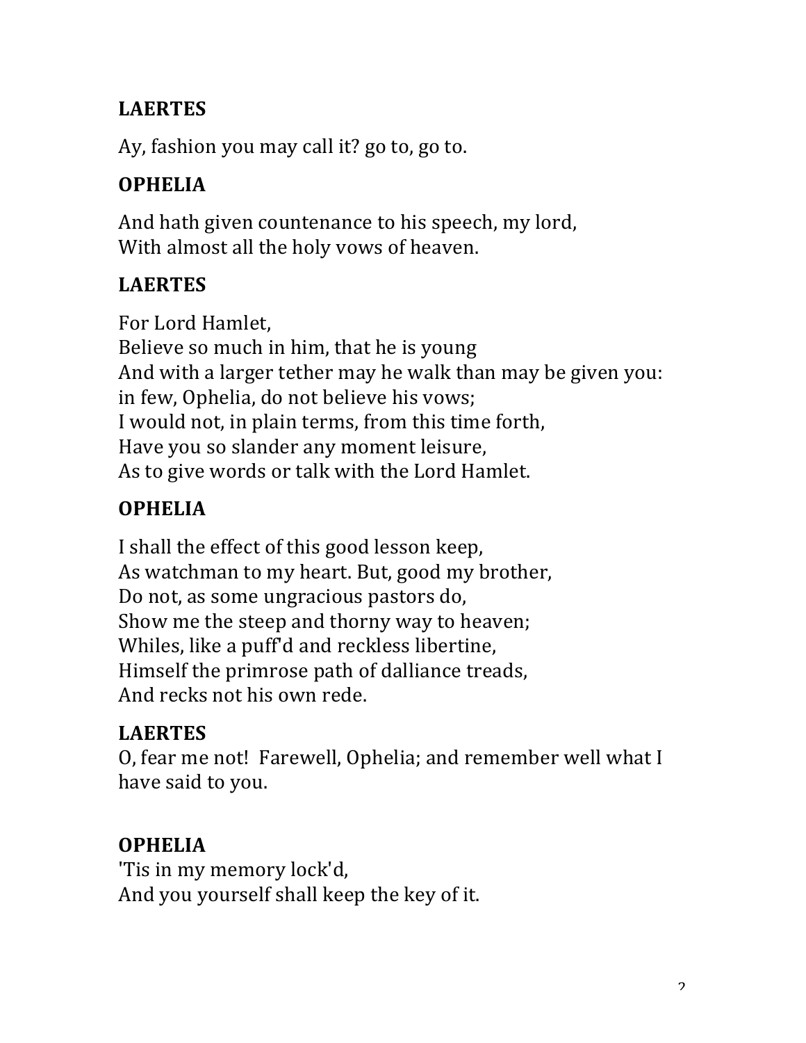**LAERTES**

Ay, fashion you may call it? go to, go to.

**OPHELIA**

And hath given countenance to his speech, my lord,
With almost all the holy vows of heaven.

**LAERTES**

For Lord Hamlet,
Believe so much in him, that he is young
And with a larger tether may he walk than may be given you:
in few, Ophelia, do not believe his vows;
I would not, in plain terms, from this time forth,
Have you so slander any moment leisure,
As to give words or talk with the Lord Hamlet.

**OPHELIA**

I shall the effect of this good lesson keep,
As watchman to my heart. But, good my brother,
Do not, as some ungracious pastors do,
Show me the steep and thorny way to heaven;
Whiles, like a puff'd and reckless libertine,
Himself the primrose path of dalliance treads,
And recks not his own rede.

**LAERTES**

O, fear me not! Farewell, Ophelia; and remember well what I have said to you.

**OPHELIA**

'Tis in my memory lock'd,
And you yourself shall keep the key of it.